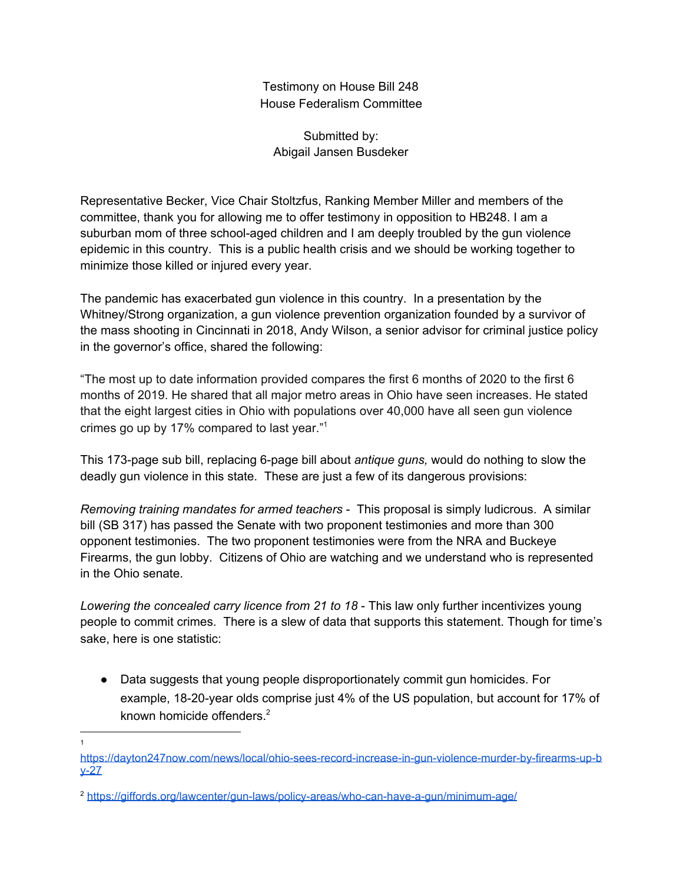Testimony on House Bill 248
House Federalism Committee

Submitted by:
Abigail Jansen Busdeker

Representative Becker, Vice Chair Stoltzfus, Ranking Member Miller and members of the committee, thank you for allowing me to offer testimony in opposition to HB248. I am a suburban mom of three school-aged children and I am deeply troubled by the gun violence epidemic in this country. This is a public health crisis and we should be working together to minimize those killed or injured every year.

The pandemic has exacerbated gun violence in this country. In a presentation by the Whitney/Strong organization, a gun violence prevention organization founded by a survivor of the mass shooting in Cincinnati in 2018, Andy Wilson, a senior advisor for criminal justice policy in the governor's office, shared the following:

"The most up to date information provided compares the first 6 months of 2020 to the first 6 months of 2019. He shared that all major metro areas in Ohio have seen increases. He stated that the eight largest cities in Ohio with populations over 40,000 have all seen gun violence crimes go up by 17% compared to last year."[1]

This 173-page sub bill, replacing 6-page bill about *antique guns,* would do nothing to slow the deadly gun violence in this state. These are just a few of its dangerous provisions:

*Removing training mandates for armed teachers* - This proposal is simply ludicrous. A similar bill (SB 317) has passed the Senate with two proponent testimonies and more than 300 opponent testimonies. The two proponent testimonies were from the NRA and Buckeye Firearms, the gun lobby. Citizens of Ohio are watching and we understand who is represented in the Ohio senate.

*Lowering the concealed carry licence from 21 to 18* - This law only further incentivizes young people to commit crimes. There is a slew of data that supports this statement. Though for time's sake, here is one statistic:

- Data suggests that young people disproportionately commit gun homicides. For example, 18-20-year olds comprise just 4% of the US population, but account for 17% of known homicide offenders.[2]

---

[1] https://dayton247now.com/news/local/ohio-sees-record-increase-in-gun-violence-murder-by-firearms-up-by-27

[2] https://giffords.org/lawcenter/gun-laws/policy-areas/who-can-have-a-gun/minimum-age/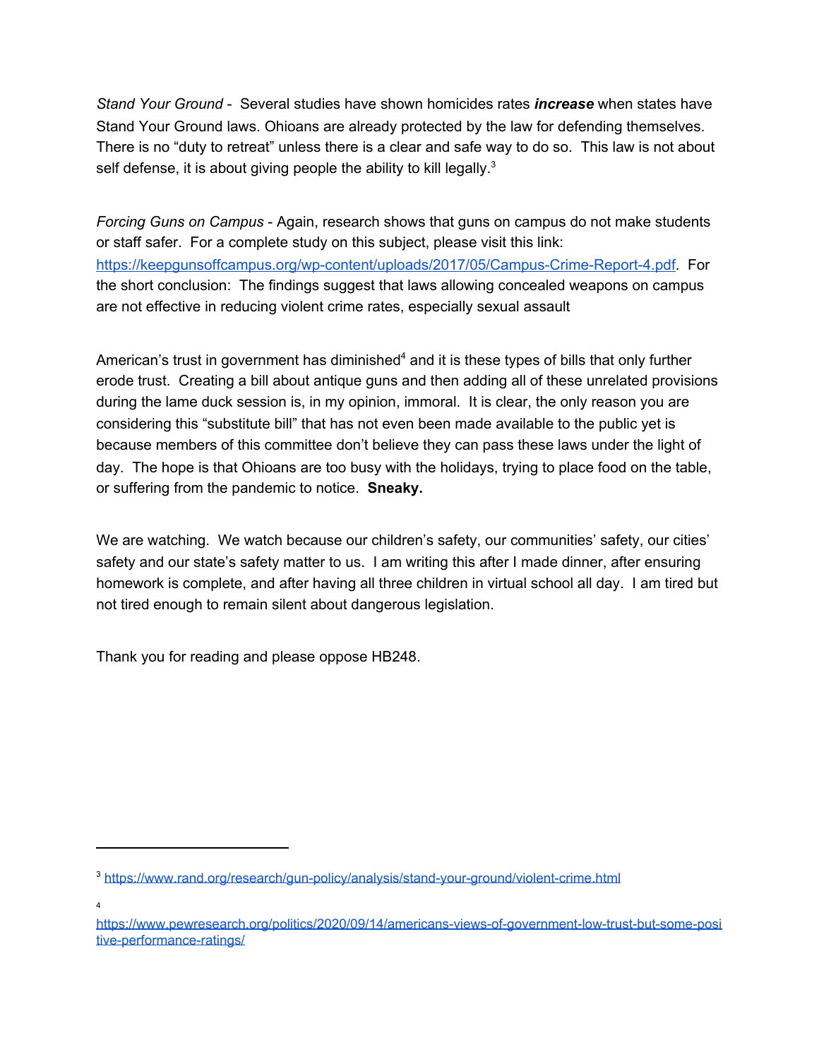*Stand Your Ground* - Several studies have shown homicides rates ***increase*** when states have Stand Your Ground laws. Ohioans are already protected by the law for defending themselves. There is no "duty to retreat" unless there is a clear and safe way to do so. This law is not about self defense, it is about giving people the ability to kill legally.[3]

*Forcing Guns on Campus* - Again, research shows that guns on campus do not make students or staff safer. For a complete study on this subject, please visit this link: [https://keepgunsoffcampus.org/wp-content/uploads/2017/05/Campus-Crime-Report-4.pdf](https://keepgunsoffcampus.org/wp-content/uploads/2017/05/Campus-Crime-Report-4.pdf). For the short conclusion: The findings suggest that laws allowing concealed weapons on campus are not effective in reducing violent crime rates, especially sexual assault

American's trust in government has diminished[4] and it is these types of bills that only further erode trust. Creating a bill about antique guns and then adding all of these unrelated provisions during the lame duck session is, in my opinion, immoral. It is clear, the only reason you are considering this "substitute bill" that has not even been made available to the public yet is because members of this committee don't believe they can pass these laws under the light of day. The hope is that Ohioans are too busy with the holidays, trying to place food on the table, or suffering from the pandemic to notice. **Sneaky.**

We are watching. We watch because our children's safety, our communities' safety, our cities' safety and our state's safety matter to us. I am writing this after I made dinner, after ensuring homework is complete, and after having all three children in virtual school all day. I am tired but not tired enough to remain silent about dangerous legislation.

Thank you for reading and please oppose HB248.

---

[3] [https://www.rand.org/research/gun-policy/analysis/stand-your-ground/violent-crime.html](https://www.rand.org/research/gun-policy/analysis/stand-your-ground/violent-crime.html)

[4] [https://www.pewresearch.org/politics/2020/09/14/americans-views-of-government-low-trust-but-some-positive-performance-ratings/](https://www.pewresearch.org/politics/2020/09/14/americans-views-of-government-low-trust-but-some-positive-performance-ratings/)